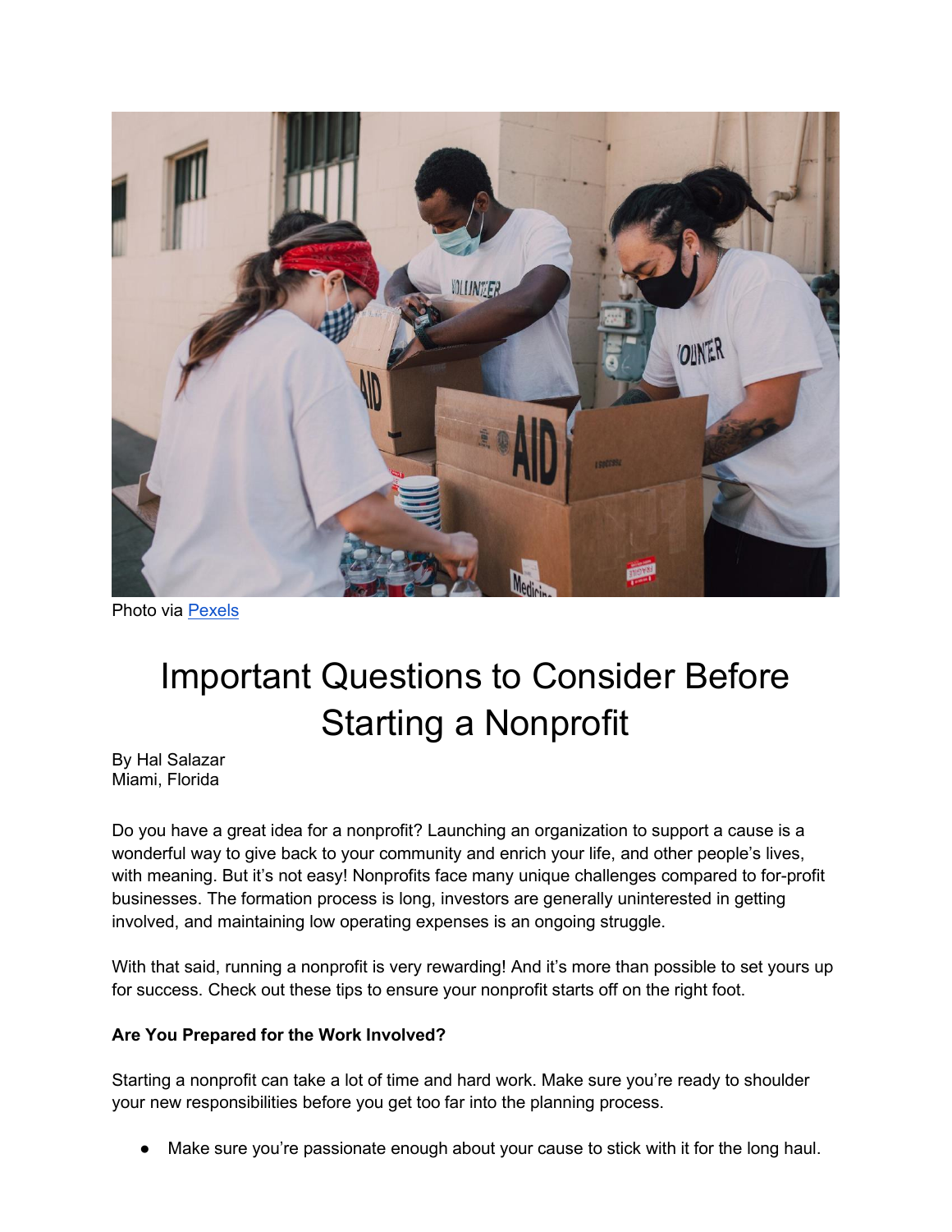Photo via [Pexels](https://www.pexels.com)

# Important Questions to Consider Before Starting a Nonprofit

By Hal Salazar
Miami, Florida

Do you have a great idea for a nonprofit? Launching an organization to support a cause is a wonderful way to give back to your community and enrich your life, and other people's lives, with meaning. But it's not easy! Nonprofits face many unique challenges compared to for-profit businesses. The formation process is long, investors are generally uninterested in getting involved, and maintaining low operating expenses is an ongoing struggle.

With that said, running a nonprofit is very rewarding! And it's more than possible to set yours up for success. Check out these tips to ensure your nonprofit starts off on the right foot.

**Are You Prepared for the Work Involved?**

Starting a nonprofit can take a lot of time and hard work. Make sure you're ready to shoulder your new responsibilities before you get too far into the planning process.

- Make sure you're passionate enough about your cause to stick with it for the long haul.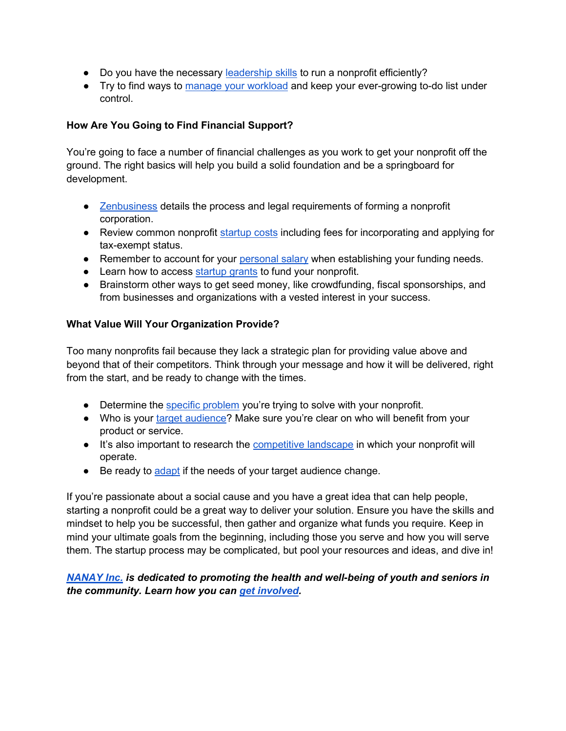- Do you have the necessary leadership skills to run a nonprofit efficiently?
- Try to find ways to manage your workload and keep your ever-growing to-do list under control.

**How Are You Going to Find Financial Support?**

You're going to face a number of financial challenges as you work to get your nonprofit off the ground. The right basics will help you build a solid foundation and be a springboard for development.

- Zenbusiness details the process and legal requirements of forming a nonprofit corporation.
- Review common nonprofit startup costs including fees for incorporating and applying for tax-exempt status.
- Remember to account for your personal salary when establishing your funding needs.
- Learn how to access startup grants to fund your nonprofit.
- Brainstorm other ways to get seed money, like crowdfunding, fiscal sponsorships, and from businesses and organizations with a vested interest in your success.

**What Value Will Your Organization Provide?**

Too many nonprofits fail because they lack a strategic plan for providing value above and beyond that of their competitors. Think through your message and how it will be delivered, right from the start, and be ready to change with the times.

- Determine the specific problem you're trying to solve with your nonprofit.
- Who is your target audience? Make sure you're clear on who will benefit from your product or service.
- It's also important to research the competitive landscape in which your nonprofit will operate.
- Be ready to adapt if the needs of your target audience change.

If you're passionate about a social cause and you have a great idea that can help people, starting a nonprofit could be a great way to deliver your solution. Ensure you have the skills and mindset to help you be successful, then gather and organize what funds you require. Keep in mind your ultimate goals from the beginning, including those you serve and how you will serve them. The startup process may be complicated, but pool your resources and ideas, and dive in!

***NANAY Inc. is dedicated to promoting the health and well-being of youth and seniors in the community. Learn how you can get involved.***